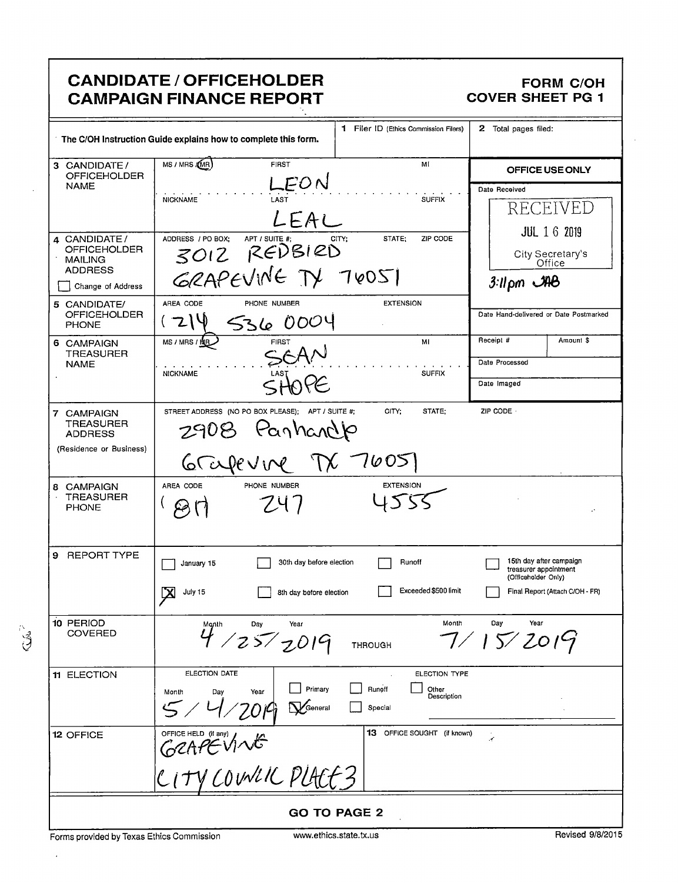# CANDIDATE / OFFICEHOLDER CAMPAIGN FINANCE REPORT

**FORM C/OH**
**COVER SHEET PG 1**

The C/OH Instruction Guide explains how to complete this form.

**1** Filer ID (Ethics Commission Filers)

**2** Total pages filed:

| Field | Information | Office Use Only |
| --- | --- | --- |
| **3 CANDIDATE / OFFICEHOLDER NAME** | MS / MRS / (MR) — FIRST: LEON — MI: — NICKNAME: — LAST: LEAL — SUFFIX: | **OFFICE USE ONLY** — Date Received: RECEIVED JUL 16 2019 City Secretary's Office 3:11pm JAB |
| **4 CANDIDATE / OFFICEHOLDER MAILING ADDRESS** ☐ Change of Address | ADDRESS / PO BOX; APT / SUITE #; CITY; STATE; ZIP CODE: 3012 REDBIRD GRAPEVINE TX 76051 | |
| **5 CANDIDATE / OFFICEHOLDER PHONE** | AREA CODE: (214) PHONE NUMBER: 536 0004 EXTENSION: | Date Hand-delivered or Date Postmarked |
| **6 CAMPAIGN TREASURER NAME** | MS / MRS / (MR) — FIRST: SEAN — MI: — NICKNAME: — LAST: SHOPE — SUFFIX: | Receipt # / Amount $ — Date Processed — Date Imaged |
| **7 CAMPAIGN TREASURER ADDRESS** (Residence or Business) | STREET ADDRESS (NO PO BOX PLEASE); APT / SUITE #; CITY; STATE; ZIP CODE: 2908 Panhandle Grapevine TX 76051 | |
| **8 CAMPAIGN TREASURER PHONE** | AREA CODE: (817) PHONE NUMBER: 247 EXTENSION: 4555 | |

**9 REPORT TYPE**

- ☐ January 15
- ☒ July 15
- ☐ 30th day before election
- ☐ 8th day before election
- ☐ Runoff
- ☐ Exceeded $500 limit
- ☐ 15th day after campaign treasurer appointment (Officeholder Only)
- ☐ Final Report (Attach C/OH - FR)

**10 PERIOD COVERED**

Month / Day / Year: 4 / 25 / 2019 THROUGH Month / Day / Year: 7 / 15 / 2019

**11 ELECTION**

ELECTION DATE: Month / Day / Year: 5 / 4 / 2019

ELECTION TYPE:

- ☐ Primary
- ☒ General
- ☐ Runoff
- ☐ Special
- ☐ Other Description

**12 OFFICE**

OFFICE HELD (if any): GRAPEVINE CITY COUNCIL PLACE 3

**13** OFFICE SOUGHT (if known):

**GO TO PAGE 2**

Forms provided by Texas Ethics Commission — www.ethics.state.tx.us — Revised 9/8/2015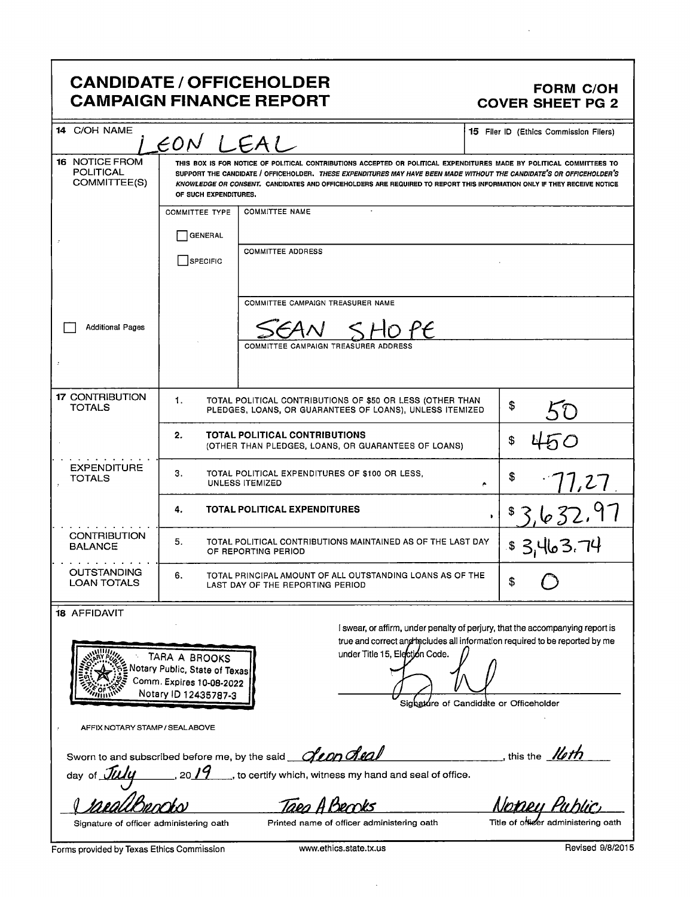# CANDIDATE / OFFICEHOLDER CAMPAIGN FINANCE REPORT

**FORM C/OH**
**COVER SHEET PG 2**

| | | |
|---|---|---|
| **14** C/OH NAME | LEON LEAL | **15** Filer ID (Ethics Commission Filers) |

**16** NOTICE FROM POLITICAL COMMITTEE(S)

THIS BOX IS FOR NOTICE OF POLITICAL CONTRIBUTIONS ACCEPTED OR POLITICAL EXPENDITURES MADE BY POLITICAL COMMITTEES TO SUPPORT THE CANDIDATE / OFFICEHOLDER. *THESE EXPENDITURES MAY HAVE BEEN MADE WITHOUT THE CANDIDATE'S OR OFFICEHOLDER'S KNOWLEDGE OR CONSENT.* CANDIDATES AND OFFICEHOLDERS ARE REQUIRED TO REPORT THIS INFORMATION ONLY IF THEY RECEIVE NOTICE OF SUCH EXPENDITURES.

| COMMITTEE TYPE | |
|---|---|
| ☐ GENERAL | COMMITTEE NAME: |
| ☐ SPECIFIC | COMMITTEE ADDRESS: |
| | COMMITTEE CAMPAIGN TREASURER NAME: SEAN SHOPE |
| | COMMITTEE CAMPAIGN TREASURER ADDRESS: |

☐ Additional Pages

| | | | |
|---|---|---|---|
| **17** CONTRIBUTION TOTALS | 1. | TOTAL POLITICAL CONTRIBUTIONS OF $50 OR LESS (OTHER THAN PLEDGES, LOANS, OR GUARANTEES OF LOANS), UNLESS ITEMIZED | $ 50 |
| | 2. | **TOTAL POLITICAL CONTRIBUTIONS** (OTHER THAN PLEDGES, LOANS, OR GUARANTEES OF LOANS) | $ 450 |
| EXPENDITURE TOTALS | 3. | TOTAL POLITICAL EXPENDITURES OF $100 OR LESS, UNLESS ITEMIZED | $ 77.27 |
| | 4. | **TOTAL POLITICAL EXPENDITURES** | $ 3,632.97 |
| CONTRIBUTION BALANCE | 5. | TOTAL POLITICAL CONTRIBUTIONS MAINTAINED AS OF THE LAST DAY OF REPORTING PERIOD | $ 3,463.74 |
| OUTSTANDING LOAN TOTALS | 6. | TOTAL PRINCIPAL AMOUNT OF ALL OUTSTANDING LOANS AS OF THE LAST DAY OF THE REPORTING PERIOD | $ 0 |

**18** AFFIDAVIT

TARA A BROOKS
Notary Public, State of Texas
Comm. Expires 10-08-2022
Notary ID 12435787-3

AFFIX NOTARY STAMP / SEAL ABOVE

I swear, or affirm, under penalty of perjury, that the accompanying report is true and correct and includes all information required to be reported by me under Title 15, Election Code.

[Signature]
Signature of Candidate or Officeholder

Sworn to and subscribed before me, by the said Leon Leal, this the 16th day of July, 2019, to certify which, witness my hand and seal of office.

| [Signature] | Tara A Brooks | Notary Public |
|---|---|---|
| Signature of officer administering oath | Printed name of officer administering oath | Title of officer administering oath |

Forms provided by Texas Ethics Commission www.ethics.state.tx.us Revised 9/8/2015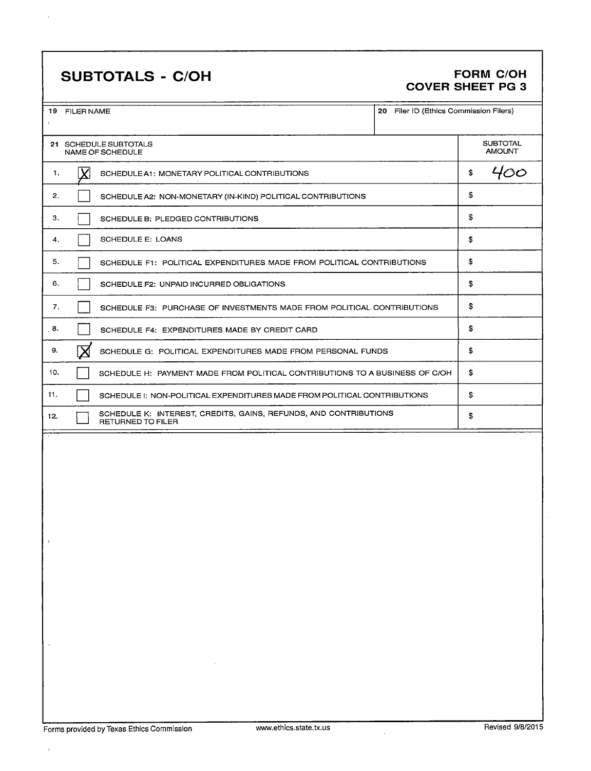# SUBTOTALS - C/OH

## FORM C/OH
## COVER SHEET PG 3

| 19 FILER NAME | 20 Filer ID (Ethics Commission Filers) |
|---|---|
| | |

| 21 SCHEDULE SUBTOTALS NAME OF SCHEDULE | | SUBTOTAL AMOUNT |
|---|---|---|
| 1. | [X] SCHEDULE A1: MONETARY POLITICAL CONTRIBUTIONS | $ 400 |
| 2. | [ ] SCHEDULE A2: NON-MONETARY (IN-KIND) POLITICAL CONTRIBUTIONS | $ |
| 3. | [ ] SCHEDULE B: PLEDGED CONTRIBUTIONS | $ |
| 4. | [ ] SCHEDULE E: LOANS | $ |
| 5. | [ ] SCHEDULE F1: POLITICAL EXPENDITURES MADE FROM POLITICAL CONTRIBUTIONS | $ |
| 6. | [ ] SCHEDULE F2: UNPAID INCURRED OBLIGATIONS | $ |
| 7. | [ ] SCHEDULE F3: PURCHASE OF INVESTMENTS MADE FROM POLITICAL CONTRIBUTIONS | $ |
| 8. | [ ] SCHEDULE F4: EXPENDITURES MADE BY CREDIT CARD | $ |
| 9. | [X] SCHEDULE G: POLITICAL EXPENDITURES MADE FROM PERSONAL FUNDS | $ |
| 10. | [ ] SCHEDULE H: PAYMENT MADE FROM POLITICAL CONTRIBUTIONS TO A BUSINESS OF C/OH | $ |
| 11. | [ ] SCHEDULE I: NON-POLITICAL EXPENDITURES MADE FROM POLITICAL CONTRIBUTIONS | $ |
| 12. | [ ] SCHEDULE K: INTEREST, CREDITS, GAINS, REFUNDS, AND CONTRIBUTIONS RETURNED TO FILER | $ |

Forms provided by Texas Ethics Commission www.ethics.state.tx.us Revised 9/8/2015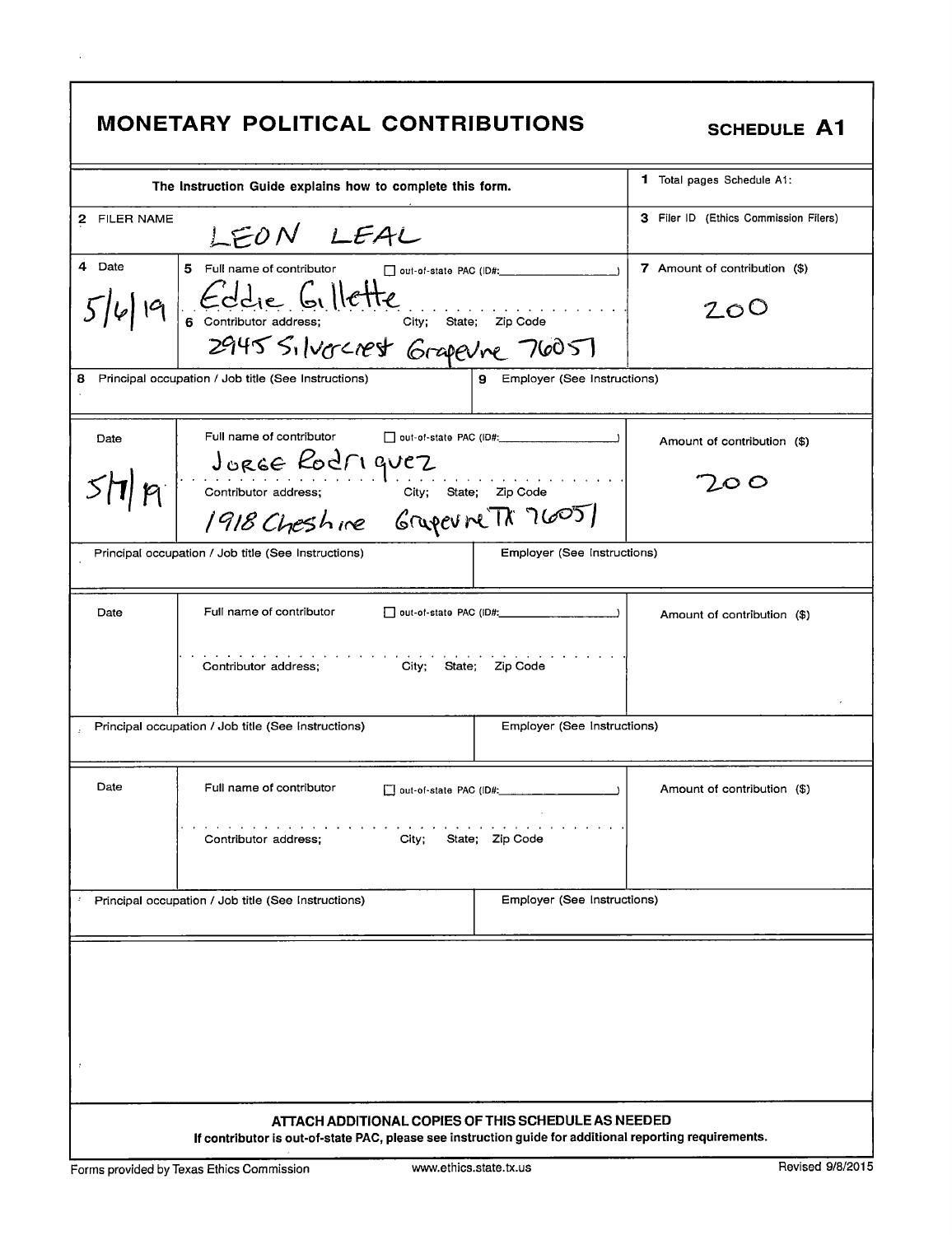# MONETARY POLITICAL CONTRIBUTIONS

**SCHEDULE A1**

| The Instruction Guide explains how to complete this form. | | 1 Total pages Schedule A1: |
|---|---|---|
| 2 FILER NAME | LEON LEAL | 3 Filer ID (Ethics Commission Filers) |

| 4 Date | 5 Full name of contributor ☐ out-of-state PAC (ID#: ) / 6 Contributor address; City; State; Zip Code | 7 Amount of contribution ($) |
|---|---|---|
| 5/6/19 | Eddie Gillette<br>2945 Silvercrest Grapevine 76051 | 200 |
| 8 Principal occupation / Job title (See Instructions) | 9 Employer (See Instructions) | |
| | | |
| Date | Full name of contributor ☐ out-of-state PAC (ID#: ) / Contributor address; City; State; Zip Code | Amount of contribution ($) |
| 5/7/19 | Jorge Rodriquez<br>1918 Cheshire Grapevine TX 76051 | 200 |
| Principal occupation / Job title (See Instructions) | Employer (See Instructions) | |
| | | |
| Date | Full name of contributor ☐ out-of-state PAC (ID#: ) / Contributor address; City; State; Zip Code | Amount of contribution ($) |
| | | |
| Principal occupation / Job title (See Instructions) | Employer (See Instructions) | |
| | | |
| Date | Full name of contributor ☐ out-of-state PAC (ID#: ) / Contributor address; City; State; Zip Code | Amount of contribution ($) |
| | | |
| Principal occupation / Job title (See Instructions) | Employer (See Instructions) | |
| | | |

**ATTACH ADDITIONAL COPIES OF THIS SCHEDULE AS NEEDED**

**If contributor is out-of-state PAC, please see instruction guide for additional reporting requirements.**

Forms provided by Texas Ethics Commission www.ethics.state.tx.us Revised 9/8/2015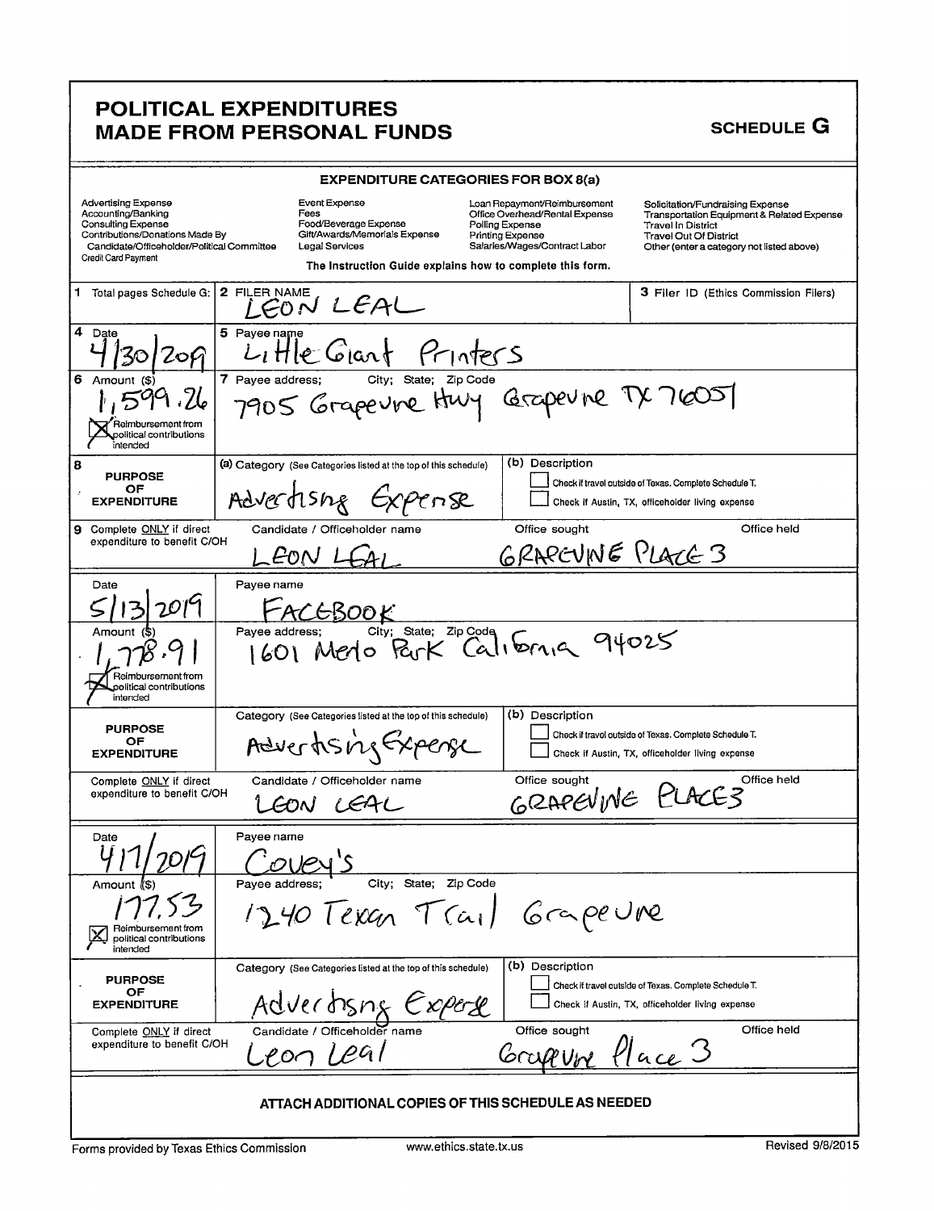# POLITICAL EXPENDITURES MADE FROM PERSONAL FUNDS

**SCHEDULE G**

## EXPENDITURE CATEGORIES FOR BOX 8(a)

| | | | |
|---|---|---|---|
| Advertising Expense | Event Expense | Loan Repayment/Reimbursement | Solicitation/Fundraising Expense |
| Accounting/Banking | Fees | Office Overhead/Rental Expense | Transportation Equipment & Related Expense |
| Consulting Expense | Food/Beverage Expense | Polling Expense | Travel In District |
| Contributions/Donations Made By Candidate/Officeholder/Political Committee | Gift/Awards/Memorials Expense | Printing Expense | Travel Out Of District |
| Credit Card Payment | Legal Services | Salaries/Wages/Contract Labor | Other (enter a category not listed above) |

The Instruction Guide explains how to complete this form.

1 Total pages Schedule G:

2 FILER NAME: LEON LEAL

3 Filer ID (Ethics Commission Filers)

---

4 Date: 4/30/2019

5 Payee name: Little Giant Printers

6 Amount ($): 1,599.26

- [x] Reimbursement from political contributions intended

7 Payee address; City; State; Zip Code: 7905 Grapevine Hwy Grapevine TX 76051

8 PURPOSE OF EXPENDITURE

(a) Category (See Categories listed at the top of this schedule): Advertising Expense

(b) Description

- [ ] Check if travel outside of Texas. Complete Schedule T.
- [ ] Check if Austin, TX, officeholder living expense

9 Complete ONLY if direct expenditure to benefit C/OH

Candidate / Officeholder name: LEON LEAL

Office sought: GRAPEVINE PLACE 3

Office held:

---

Date: 5/13/2019

Payee name: FACEBOOK

Amount ($): 1,778.91

- [x] Reimbursement from political contributions intended

Payee address; City; State; Zip Code: 1601 Menlo Park California 94025

PURPOSE OF EXPENDITURE

Category (See Categories listed at the top of this schedule): Advertising Expense

(b) Description

- [ ] Check if travel outside of Texas. Complete Schedule T.
- [ ] Check if Austin, TX, officeholder living expense

Complete ONLY if direct expenditure to benefit C/OH

Candidate / Officeholder name: LEON LEAL

Office sought: GRAPEVINE PLACE3

Office held:

---

Date: 4/7/2019

Payee name: Covey's

Amount ($): 177.53

- [x] Reimbursement from political contributions intended

Payee address; City; State; Zip Code: 1240 Texan Trail Grapevine

PURPOSE OF EXPENDITURE

Category (See Categories listed at the top of this schedule): Advertising Expense

(b) Description

- [ ] Check if travel outside of Texas. Complete Schedule T.
- [ ] Check if Austin, TX, officeholder living expense

Complete ONLY if direct expenditure to benefit C/OH

Candidate / Officeholder name: Leon Leal

Office sought: Grapevine Place 3

Office held:

---

**ATTACH ADDITIONAL COPIES OF THIS SCHEDULE AS NEEDED**

Forms provided by Texas Ethics Commission www.ethics.state.tx.us Revised 9/8/2015